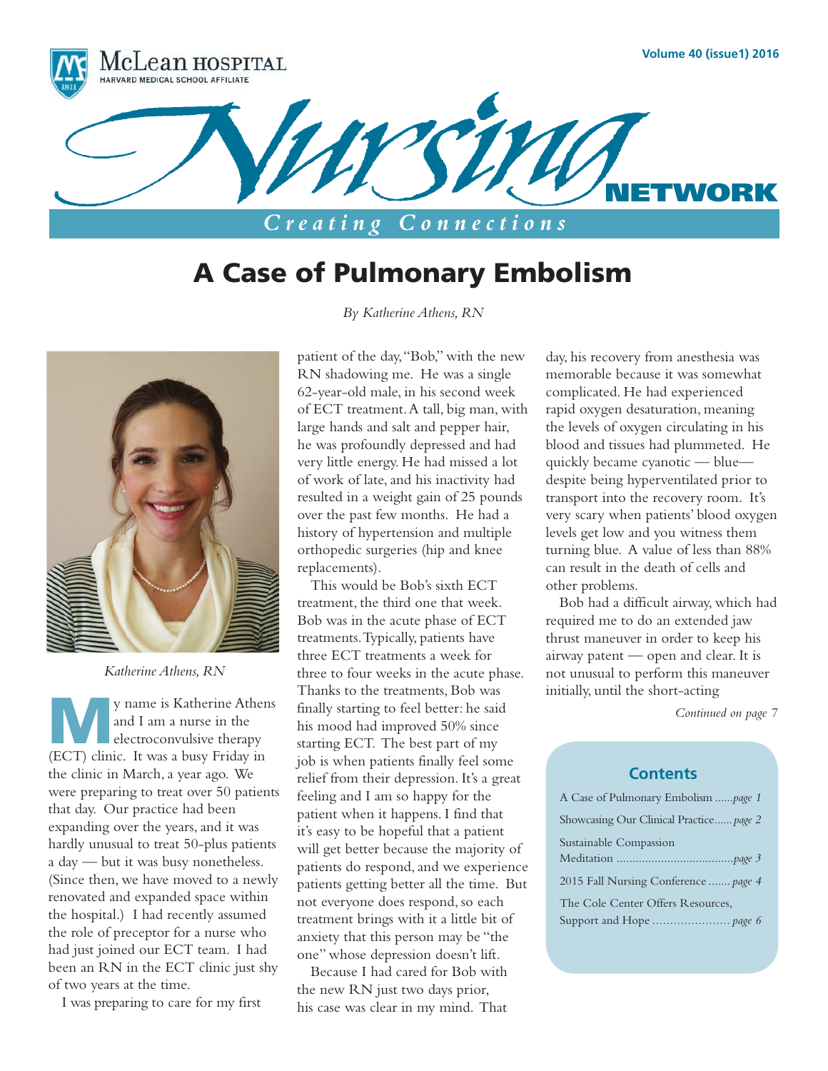# A Case of Pulmonary Embolism

*By Katherine Athens, RN*

*Katherine Athens, RN*

My name is Katherine Athens and I am a nurse in the electroconvulsive therapy (ECT) clinic. It was a busy Friday in the clinic in March, a year ago. We were preparing to treat over 50 patients that day. Our practice had been expanding over the years, and it was hardly unusual to treat 50-plus patients a day — but it was busy nonetheless. (Since then, we have moved to a newly renovated and expanded space within the hospital.) I had recently assumed the role of preceptor for a nurse who had just joined our ECT team. I had been an RN in the ECT clinic just shy of two years at the time.

I was preparing to care for my first patient of the day, "Bob," with the new RN shadowing me. He was a single 62-year-old male, in his second week of ECT treatment. A tall, big man, with large hands and salt and pepper hair, he was profoundly depressed and had very little energy. He had missed a lot of work of late, and his inactivity had resulted in a weight gain of 25 pounds over the past few months. He had a history of hypertension and multiple orthopedic surgeries (hip and knee replacements).

This would be Bob's sixth ECT treatment, the third one that week. Bob was in the acute phase of ECT treatments. Typically, patients have three ECT treatments a week for three to four weeks in the acute phase. Thanks to the treatments, Bob was finally starting to feel better: he said his mood had improved 50% since starting ECT. The best part of my job is when patients finally feel some relief from their depression. It's a great feeling and I am so happy for the patient when it happens. I find that it's easy to be hopeful that a patient will get better because the majority of patients do respond, and we experience patients getting better all the time. But not everyone does respond, so each treatment brings with it a little bit of anxiety that this person may be "the one" whose depression doesn't lift.

Because I had cared for Bob with the new RN just two days prior, his case was clear in my mind. That day, his recovery from anesthesia was memorable because it was somewhat complicated. He had experienced rapid oxygen desaturation, meaning the levels of oxygen circulating in his blood and tissues had plummeted. He quickly became cyanotic — blue— despite being hyperventilated prior to transport into the recovery room. It's very scary when patients' blood oxygen levels get low and you witness them turning blue. A value of less than 88% can result in the death of cells and other problems.

Bob had a difficult airway, which had required me to do an extended jaw thrust maneuver in order to keep his airway patent — open and clear. It is not unusual to perform this maneuver initially, until the short-acting

*Continued on page 7*

## Contents

- A Case of Pulmonary Embolism ...... *page 1*
- Showcasing Our Clinical Practice...... *page 2*
- Sustainable Compassion Meditation ...... *page 3*
- 2015 Fall Nursing Conference ...... *page 4*
- The Cole Center Offers Resources, Support and Hope ...... *page 6*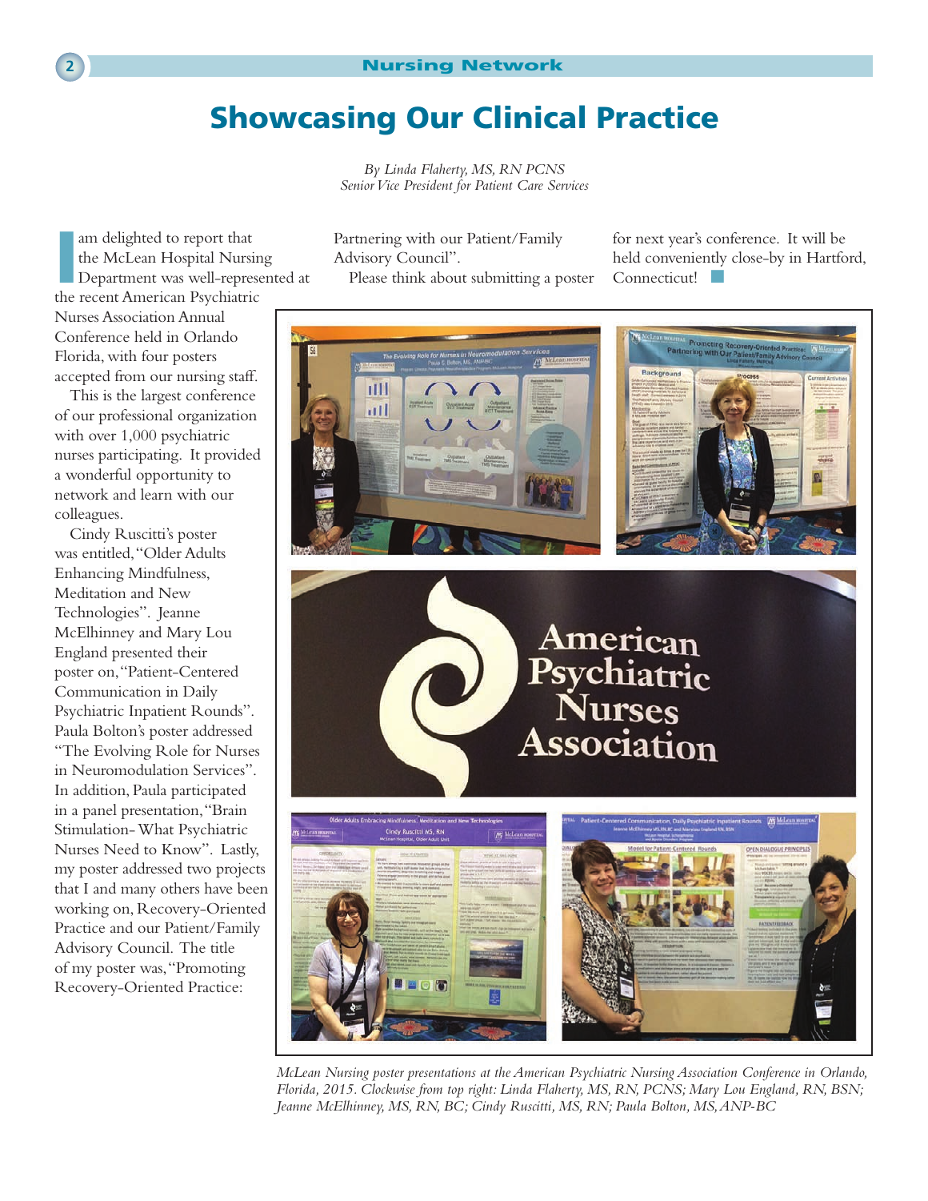# Showcasing Our Clinical Practice

*By Linda Flaherty, MS, RN PCNS*
*Senior Vice President for Patient Care Services*

I am delighted to report that the McLean Hospital Nursing Department was well-represented at the recent American Psychiatric Nurses Association Annual Conference held in Orlando Florida, with four posters accepted from our nursing staff.

This is the largest conference of our professional organization with over 1,000 psychiatric nurses participating. It provided a wonderful opportunity to network and learn with our colleagues.

Cindy Ruscitti's poster was entitled, "Older Adults Enhancing Mindfulness, Meditation and New Technologies". Jeanne McElhinney and Mary Lou England presented their poster on, "Patient-Centered Communication in Daily Psychiatric Inpatient Rounds". Paula Bolton's poster addressed "The Evolving Role for Nurses in Neuromodulation Services". In addition, Paula participated in a panel presentation, "Brain Stimulation- What Psychiatric Nurses Need to Know". Lastly, my poster addressed two projects that I and many others have been working on, Recovery-Oriented Practice and our Patient/Family Advisory Council. The title of my poster was, "Promoting Recovery-Oriented Practice: Partnering with our Patient/Family Advisory Council".

Please think about submitting a poster for next year's conference. It will be held conveniently close-by in Hartford, Connecticut!

*McLean Nursing poster presentations at the American Psychiatric Nursing Association Conference in Orlando, Florida, 2015. Clockwise from top right: Linda Flaherty, MS, RN, PCNS; Mary Lou England, RN, BSN; Jeanne McElhinney, MS, RN, BC; Cindy Ruscitti, MS, RN; Paula Bolton, MS, ANP-BC*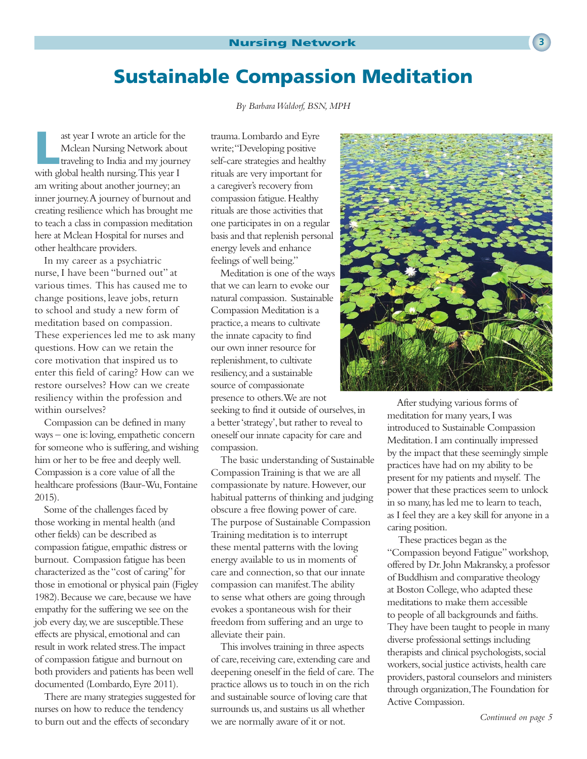# Sustainable Compassion Meditation

*By Barbara Waldorf, BSN, MPH*

Last year I wrote an article for the Mclean Nursing Network about traveling to India and my journey with global health nursing. This year I am writing about another journey; an inner journey. A journey of burnout and creating resilience which has brought me to teach a class in compassion meditation here at Mclean Hospital for nurses and other healthcare providers.

In my career as a psychiatric nurse, I have been "burned out" at various times. This has caused me to change positions, leave jobs, return to school and study a new form of meditation based on compassion. These experiences led me to ask many questions. How can we retain the core motivation that inspired us to enter this field of caring? How can we restore ourselves? How can we create resiliency within the profession and within ourselves?

Compassion can be defined in many ways – one is: loving, empathetic concern for someone who is suffering, and wishing him or her to be free and deeply well. Compassion is a core value of all the healthcare professions (Baur-Wu, Fontaine 2015).

Some of the challenges faced by those working in mental health (and other fields) can be described as compassion fatigue, empathic distress or burnout. Compassion fatigue has been characterized as the "cost of caring" for those in emotional or physical pain (Figley 1982). Because we care, because we have empathy for the suffering we see on the job every day, we are susceptible. These effects are physical, emotional and can result in work related stress. The impact of compassion fatigue and burnout on both providers and patients has been well documented (Lombardo, Eyre 2011).

There are many strategies suggested for nurses on how to reduce the tendency to burn out and the effects of secondary trauma. Lombardo and Eyre write; "Developing positive self-care strategies and healthy rituals are very important for a caregiver's recovery from compassion fatigue. Healthy rituals are those activities that one participates in on a regular basis and that replenish personal energy levels and enhance feelings of well being."

Meditation is one of the ways that we can learn to evoke our natural compassion. Sustainable Compassion Meditation is a practice, a means to cultivate the innate capacity to find our own inner resource for replenishment, to cultivate resiliency, and a sustainable source of compassionate presence to others. We are not seeking to find it outside of ourselves, in a better 'strategy', but rather to reveal to oneself our innate capacity for care and compassion.

The basic understanding of Sustainable Compassion Training is that we are all compassionate by nature. However, our habitual patterns of thinking and judging obscure a free flowing power of care. The purpose of Sustainable Compassion Training meditation is to interrupt these mental patterns with the loving energy available to us in moments of care and connection, so that our innate compassion can manifest. The ability to sense what others are going through evokes a spontaneous wish for their freedom from suffering and an urge to alleviate their pain.

This involves training in three aspects of care, receiving care, extending care and deepening oneself in the field of care. The practice allows us to touch in on the rich and sustainable source of loving care that surrounds us, and sustains us all whether we are normally aware of it or not.

After studying various forms of meditation for many years, I was introduced to Sustainable Compassion Meditation. I am continually impressed by the impact that these seemingly simple practices have had on my ability to be present for my patients and myself. The power that these practices seem to unlock in so many, has led me to learn to teach, as I feel they are a key skill for anyone in a caring position.

These practices began as the "Compassion beyond Fatigue" workshop, offered by Dr. John Makransky, a professor of Buddhism and comparative theology at Boston College, who adapted these meditations to make them accessible to people of all backgrounds and faiths. They have been taught to people in many diverse professional settings including therapists and clinical psychologists, social workers, social justice activists, health care providers, pastoral counselors and ministers through organization, The Foundation for Active Compassion.

*Continued on page 5*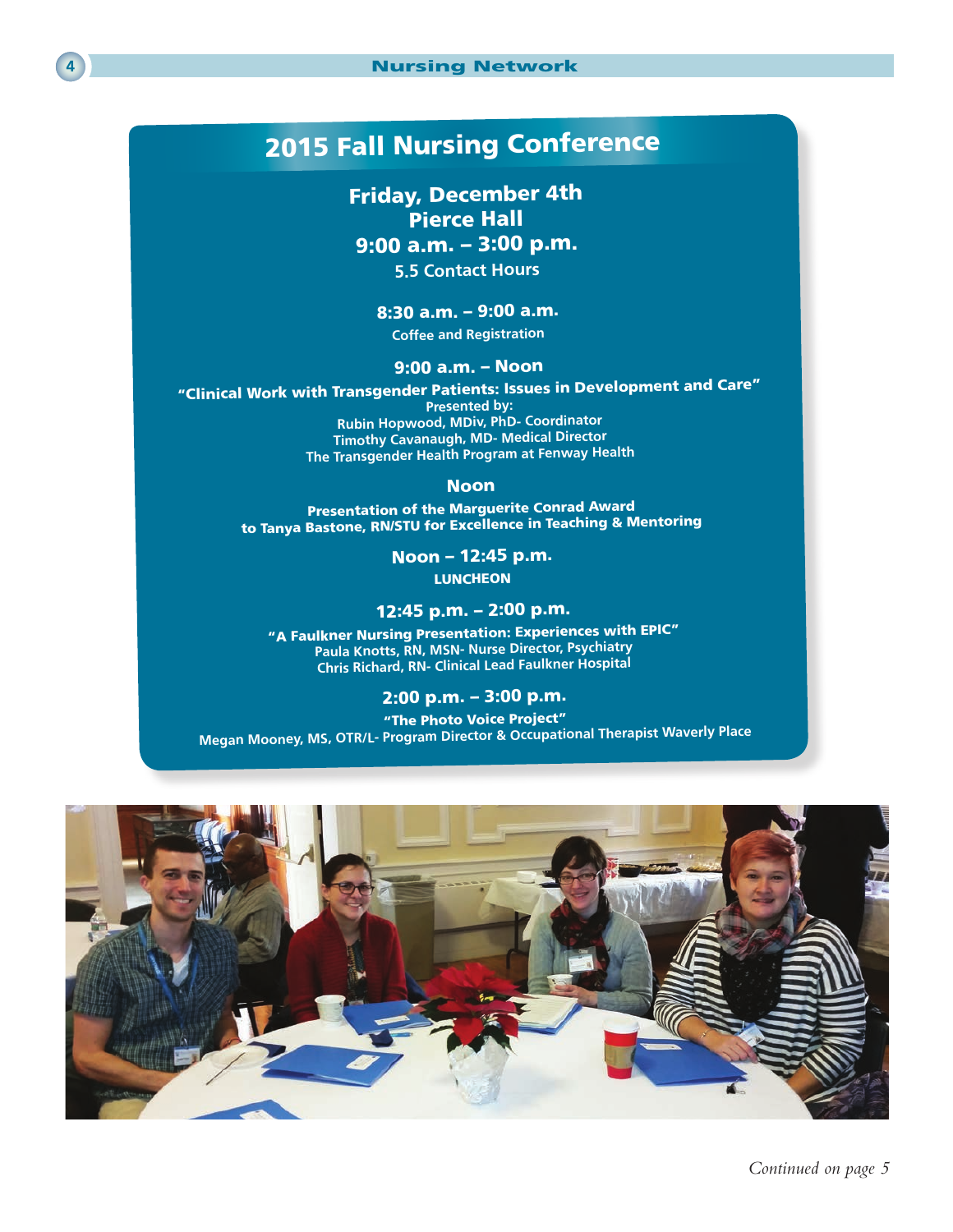# 2015 Fall Nursing Conference

**Friday, December 4th**
**Pierce Hall**
**9:00 a.m. – 3:00 p.m.**
5.5 Contact Hours

**8:30 a.m. – 9:00 a.m.**
Coffee and Registration

**9:00 a.m. – Noon**
**"Clinical Work with Transgender Patients: Issues in Development and Care"**
Presented by:
Rubin Hopwood, MDiv, PhD- Coordinator
Timothy Cavanaugh, MD- Medical Director
The Transgender Health Program at Fenway Health

**Noon**
Presentation of the Marguerite Conrad Award
to Tanya Bastone, RN/STU for Excellence in Teaching & Mentoring

**Noon – 12:45 p.m.**
LUNCHEON

**12:45 p.m. – 2:00 p.m.**
**"A Faulkner Nursing Presentation: Experiences with EPIC"**
Paula Knotts, RN, MSN- Nurse Director, Psychiatry
Chris Richard, RN- Clinical Lead Faulkner Hospital

**2:00 p.m. – 3:00 p.m.**
**"The Photo Voice Project"**
Megan Mooney, MS, OTR/L- Program Director & Occupational Therapist Waverly Place

*Continued on page 5*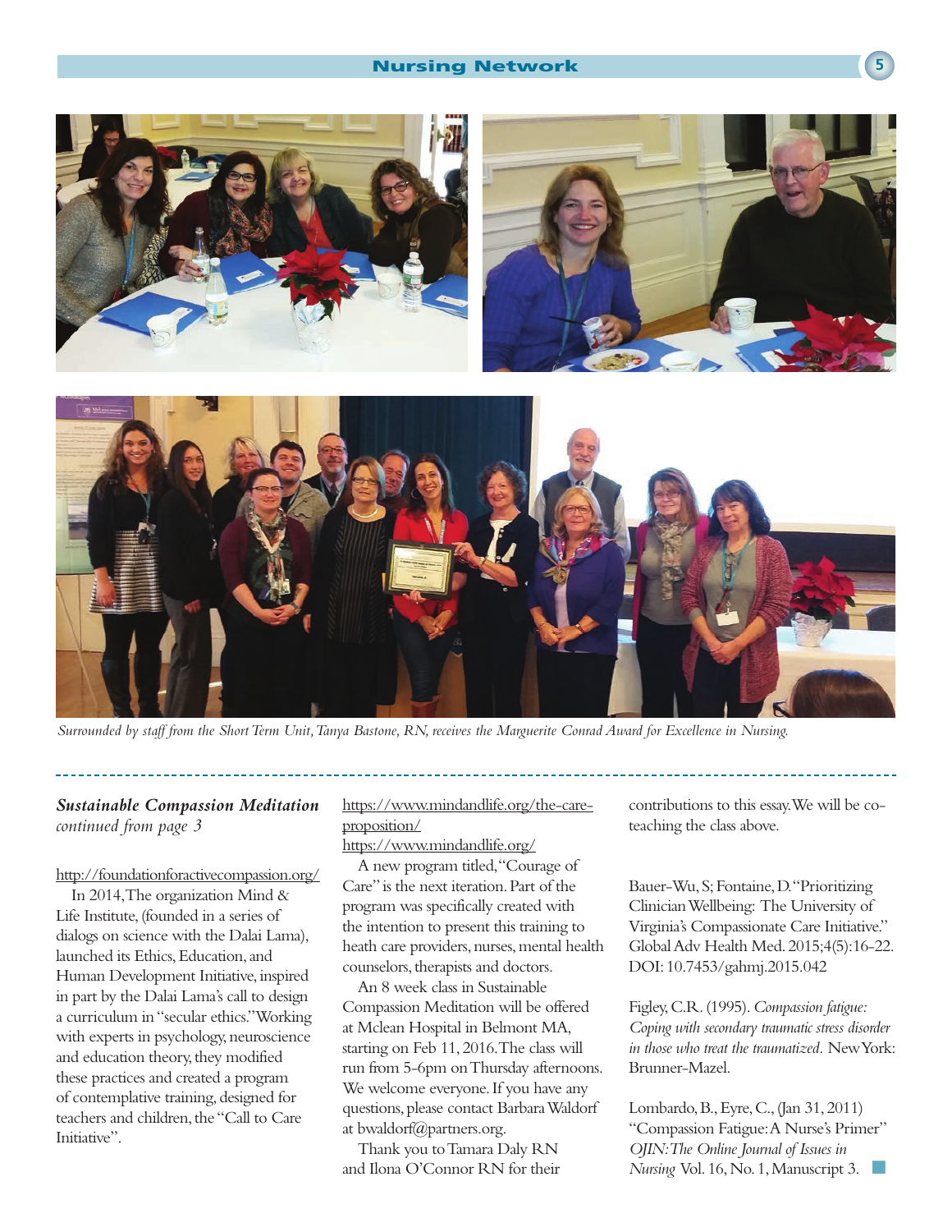*Surrounded by staff from the Short Term Unit, Tanya Bastone, RN, receives the Marguerite Conrad Award for Excellence in Nursing.*

***Sustainable Compassion Meditation***
*continued from page 3*

http://foundationforactivecompassion.org/

In 2014, The organization Mind & Life Institute, (founded in a series of dialogs on science with the Dalai Lama), launched its Ethics, Education, and Human Development Initiative, inspired in part by the Dalai Lama's call to design a curriculum in "secular ethics." Working with experts in psychology, neuroscience and education theory, they modified these practices and created a program of contemplative training, designed for teachers and children, the "Call to Care Initiative".

https://www.mindandlife.org/the-care-proposition/
https://www.mindandlife.org/

A new program titled, "Courage of Care" is the next iteration. Part of the program was specifically created with the intention to present this training to heath care providers, nurses, mental health counselors, therapists and doctors.

An 8 week class in Sustainable Compassion Meditation will be offered at Mclean Hospital in Belmont MA, starting on Feb 11, 2016. The class will run from 5-6pm on Thursday afternoons. We welcome everyone. If you have any questions, please contact Barbara Waldorf at bwaldorf@partners.org.

Thank you to Tamara Daly RN and Ilona O'Connor RN for their contributions to this essay. We will be co-teaching the class above.

Bauer-Wu, S; Fontaine, D. "Prioritizing Clinician Wellbeing: The University of Virginia's Compassionate Care Initiative." Global Adv Health Med. 2015;4(5):16-22. DOI: 10.7453/gahmj.2015.042

Figley, C.R. (1995). *Compassion fatigue: Coping with secondary traumatic stress disorder in those who treat the traumatized.* New York: Brunner-Mazel.

Lombardo, B., Eyre, C., (Jan 31, 2011) "Compassion Fatigue: A Nurse's Primer" *OJIN: The Online Journal of Issues in Nursing* Vol. 16, No. 1, Manuscript 3.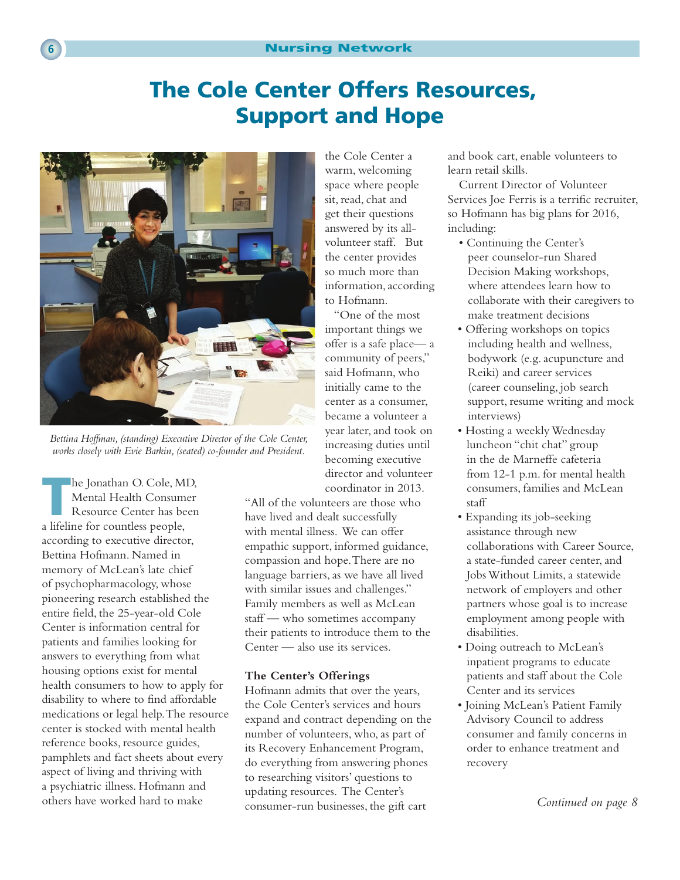# The Cole Center Offers Resources, Support and Hope

*Bettina Hoffman, (standing) Executive Director of the Cole Center, works closely with Evie Barkin, (seated) co-founder and President.*

The Jonathan O. Cole, MD, Mental Health Consumer Resource Center has been a lifeline for countless people, according to executive director, Bettina Hofmann. Named in memory of McLean's late chief of psychopharmacology, whose pioneering research established the entire field, the 25-year-old Cole Center is information central for patients and families looking for answers to everything from what housing options exist for mental health consumers to how to apply for disability to where to find affordable medications or legal help. The resource center is stocked with mental health reference books, resource guides, pamphlets and fact sheets about every aspect of living and thriving with a psychiatric illness. Hofmann and others have worked hard to make the Cole Center a warm, welcoming space where people sit, read, chat and get their questions answered by its all-volunteer staff. But the center provides so much more than information, according to Hofmann.

"One of the most important things we offer is a safe place— a community of peers," said Hofmann, who initially came to the center as a consumer, became a volunteer a year later, and took on increasing duties until becoming executive director and volunteer coordinator in 2013. "All of the volunteers are those who have lived and dealt successfully with mental illness. We can offer empathic support, informed guidance, compassion and hope. There are no language barriers, as we have all lived with similar issues and challenges." Family members as well as McLean staff — who sometimes accompany their patients to introduce them to the Center — also use its services.

### The Center's Offerings

Hofmann admits that over the years, the Cole Center's services and hours expand and contract depending on the number of volunteers, who, as part of its Recovery Enhancement Program, do everything from answering phones to researching visitors' questions to updating resources. The Center's consumer-run businesses, the gift cart and book cart, enable volunteers to learn retail skills.

Current Director of Volunteer Services Joe Ferris is a terrific recruiter, so Hofmann has big plans for 2016, including:

- Continuing the Center's peer counselor-run Shared Decision Making workshops, where attendees learn how to collaborate with their caregivers to make treatment decisions
- Offering workshops on topics including health and wellness, bodywork (e.g. acupuncture and Reiki) and career services (career counseling, job search support, resume writing and mock interviews)
- Hosting a weekly Wednesday luncheon "chit chat" group in the de Marneffe cafeteria from 12-1 p.m. for mental health consumers, families and McLean staff
- Expanding its job-seeking assistance through new collaborations with Career Source, a state-funded career center, and Jobs Without Limits, a statewide network of employers and other partners whose goal is to increase employment among people with disabilities.
- Doing outreach to McLean's inpatient programs to educate patients and staff about the Cole Center and its services
- Joining McLean's Patient Family Advisory Council to address consumer and family concerns in order to enhance treatment and recovery

*Continued on page 8*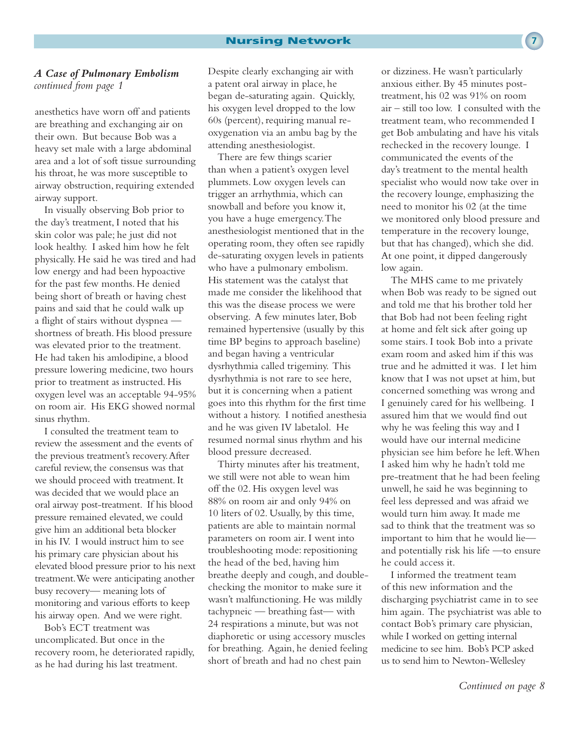## *A Case of Pulmonary Embolism*

*continued from page 1*

anesthetics have worn off and patients are breathing and exchanging air on their own. But because Bob was a heavy set male with a large abdominal area and a lot of soft tissue surrounding his throat, he was more susceptible to airway obstruction, requiring extended airway support.

In visually observing Bob prior to the day's treatment, I noted that his skin color was pale; he just did not look healthy. I asked him how he felt physically. He said he was tired and had low energy and had been hypoactive for the past few months. He denied being short of breath or having chest pains and said that he could walk up a flight of stairs without dyspnea — shortness of breath. His blood pressure was elevated prior to the treatment. He had taken his amlodipine, a blood pressure lowering medicine, two hours prior to treatment as instructed. His oxygen level was an acceptable 94-95% on room air. His EKG showed normal sinus rhythm.

I consulted the treatment team to review the assessment and the events of the previous treatment's recovery. After careful review, the consensus was that we should proceed with treatment. It was decided that we would place an oral airway post-treatment. If his blood pressure remained elevated, we could give him an additional beta blocker in his IV. I would instruct him to see his primary care physician about his elevated blood pressure prior to his next treatment. We were anticipating another busy recovery— meaning lots of monitoring and various efforts to keep his airway open. And we were right.

Bob's ECT treatment was uncomplicated. But once in the recovery room, he deteriorated rapidly, as he had during his last treatment. Despite clearly exchanging air with a patent oral airway in place, he began de-saturating again. Quickly, his oxygen level dropped to the low 60s (percent), requiring manual re-oxygenation via an ambu bag by the attending anesthesiologist.

There are few things scarier than when a patient's oxygen level plummets. Low oxygen levels can trigger an arrhythmia, which can snowball and before you know it, you have a huge emergency. The anesthesiologist mentioned that in the operating room, they often see rapidly de-saturating oxygen levels in patients who have a pulmonary embolism. His statement was the catalyst that made me consider the likelihood that this was the disease process we were observing. A few minutes later, Bob remained hypertensive (usually by this time BP begins to approach baseline) and began having a ventricular dysrhythmia called trigeminy. This dysrhythmia is not rare to see here, but it is concerning when a patient goes into this rhythm for the first time without a history. I notified anesthesia and he was given IV labetalol. He resumed normal sinus rhythm and his blood pressure decreased.

Thirty minutes after his treatment, we still were not able to wean him off the 02. His oxygen level was 88% on room air and only 94% on 10 liters of 02. Usually, by this time, patients are able to maintain normal parameters on room air. I went into troubleshooting mode: repositioning the head of the bed, having him breathe deeply and cough, and double-checking the monitor to make sure it wasn't malfunctioning. He was mildly tachypneic — breathing fast— with 24 respirations a minute, but was not diaphoretic or using accessory muscles for breathing. Again, he denied feeling short of breath and had no chest pain or dizziness. He wasn't particularly anxious either. By 45 minutes post-treatment, his 02 was 91% on room air – still too low. I consulted with the treatment team, who recommended I get Bob ambulating and have his vitals rechecked in the recovery lounge. I communicated the events of the day's treatment to the mental health specialist who would now take over in the recovery lounge, emphasizing the need to monitor his 02 (at the time we monitored only blood pressure and temperature in the recovery lounge, but that has changed), which she did. At one point, it dipped dangerously low again.

The MHS came to me privately when Bob was ready to be signed out and told me that his brother told her that Bob had not been feeling right at home and felt sick after going up some stairs. I took Bob into a private exam room and asked him if this was true and he admitted it was. I let him know that I was not upset at him, but concerned something was wrong and I genuinely cared for his wellbeing. I assured him that we would find out why he was feeling this way and I would have our internal medicine physician see him before he left. When I asked him why he hadn't told me pre-treatment that he had been feeling unwell, he said he was beginning to feel less depressed and was afraid we would turn him away. It made me sad to think that the treatment was so important to him that he would lie— and potentially risk his life —to ensure he could access it.

I informed the treatment team of this new information and the discharging psychiatrist came in to see him again. The psychiatrist was able to contact Bob's primary care physician, while I worked on getting internal medicine to see him. Bob's PCP asked us to send him to Newton-Wellesley

*Continued on page 8*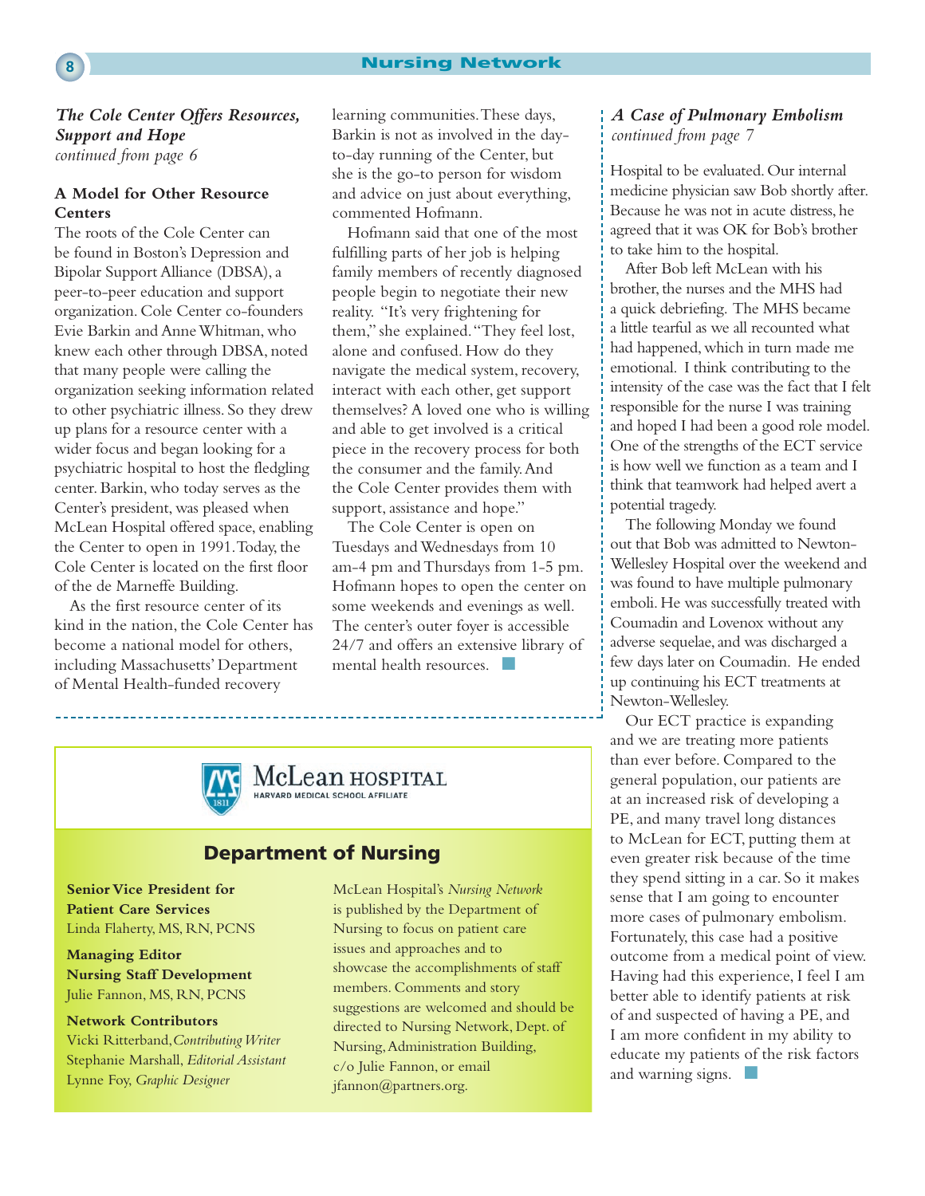## *The Cole Center Offers Resources, Support and Hope*

*continued from page 6*

### A Model for Other Resource Centers

The roots of the Cole Center can be found in Boston's Depression and Bipolar Support Alliance (DBSA), a peer-to-peer education and support organization. Cole Center co-founders Evie Barkin and Anne Whitman, who knew each other through DBSA, noted that many people were calling the organization seeking information related to other psychiatric illness. So they drew up plans for a resource center with a wider focus and began looking for a psychiatric hospital to host the fledgling center. Barkin, who today serves as the Center's president, was pleased when McLean Hospital offered space, enabling the Center to open in 1991. Today, the Cole Center is located on the first floor of the de Marneffe Building.

As the first resource center of its kind in the nation, the Cole Center has become a national model for others, including Massachusetts' Department of Mental Health-funded recovery learning communities. These days, Barkin is not as involved in the day-to-day running of the Center, but she is the go-to person for wisdom and advice on just about everything, commented Hofmann.

Hofmann said that one of the most fulfilling parts of her job is helping family members of recently diagnosed people begin to negotiate their new reality. "It's very frightening for them," she explained. "They feel lost, alone and confused. How do they navigate the medical system, recovery, interact with each other, get support themselves? A loved one who is willing and able to get involved is a critical piece in the recovery process for both the consumer and the family. And the Cole Center provides them with support, assistance and hope."

The Cole Center is open on Tuesdays and Wednesdays from 10 am-4 pm and Thursdays from 1-5 pm. Hofmann hopes to open the center on some weekends and evenings as well. The center's outer foyer is accessible 24/7 and offers an extensive library of mental health resources.

## *A Case of Pulmonary Embolism*

*continued from page 7*

Hospital to be evaluated. Our internal medicine physician saw Bob shortly after. Because he was not in acute distress, he agreed that it was OK for Bob's brother to take him to the hospital.

After Bob left McLean with his brother, the nurses and the MHS had a quick debriefing. The MHS became a little tearful as we all recounted what had happened, which in turn made me emotional. I think contributing to the intensity of the case was the fact that I felt responsible for the nurse I was training and hoped I had been a good role model. One of the strengths of the ECT service is how well we function as a team and I think that teamwork had helped avert a potential tragedy.

The following Monday we found out that Bob was admitted to Newton-Wellesley Hospital over the weekend and was found to have multiple pulmonary emboli. He was successfully treated with Coumadin and Lovenox without any adverse sequelae, and was discharged a few days later on Coumadin. He ended up continuing his ECT treatments at Newton-Wellesley.

Our ECT practice is expanding and we are treating more patients than ever before. Compared to the general population, our patients are at an increased risk of developing a PE, and many travel long distances to McLean for ECT, putting them at even greater risk because of the time they spend sitting in a car. So it makes sense that I am going to encounter more cases of pulmonary embolism. Fortunately, this case had a positive outcome from a medical point of view. Having had this experience, I feel I am better able to identify patients at risk of and suspected of having a PE, and I am more confident in my ability to educate my patients of the risk factors and warning signs.

---

McLean HOSPITAL
HARVARD MEDICAL SCHOOL AFFILIATE

## Department of Nursing

**Senior Vice President for Patient Care Services**
Linda Flaherty, MS, RN, PCNS

**Managing Editor Nursing Staff Development**
Julie Fannon, MS, RN, PCNS

**Network Contributors**
Vicki Ritterband, *Contributing Writer*
Stephanie Marshall, *Editorial Assistant*
Lynne Foy, *Graphic Designer*

McLean Hospital's *Nursing Network* is published by the Department of Nursing to focus on patient care issues and approaches and to showcase the accomplishments of staff members. Comments and story suggestions are welcomed and should be directed to Nursing Network, Dept. of Nursing, Administration Building, c/o Julie Fannon, or email jfannon@partners.org.